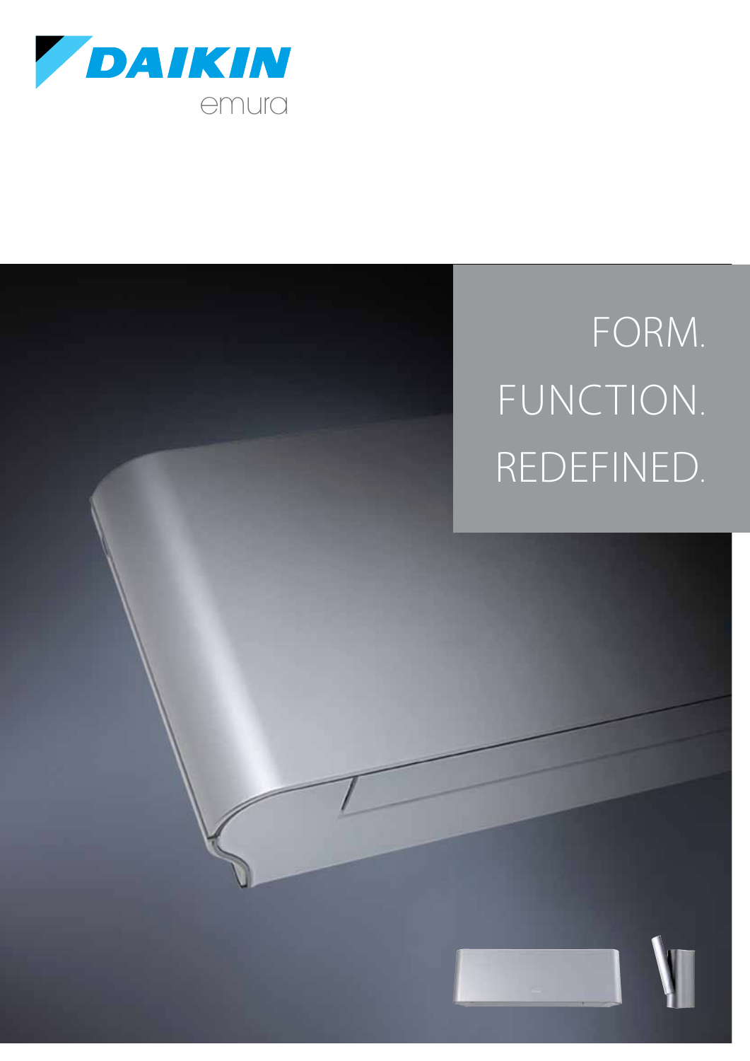# DAIKIN

emura

## FORM. FUNCTION. REDEFINED.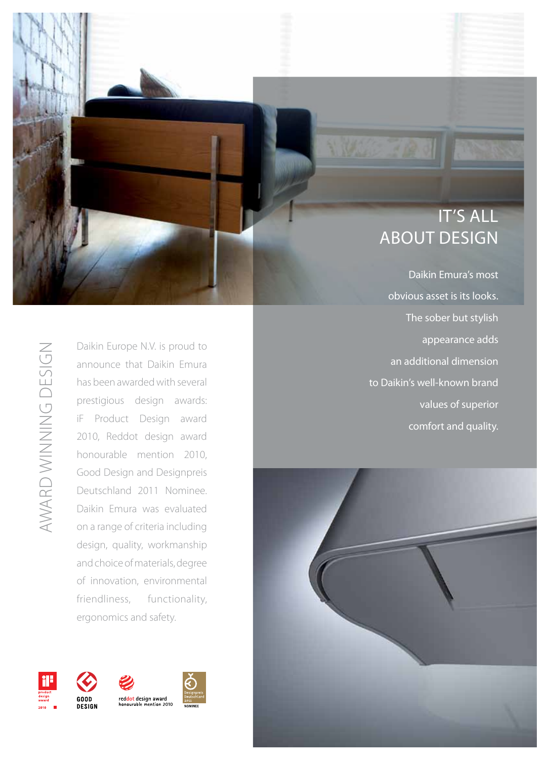# IT'S ALL ABOUT DESIGN

Daikin Emura's most obvious asset is its looks. The sober but stylish appearance adds an additional dimension to Daikin's well-known brand values of superior comfort and quality.

## AWARD WINNING DESIGN

Daikin Europe N.V. is proud to announce that Daikin Emura has been awarded with several prestigious design awards: iF Product Design award 2010, Reddot design award honourable mention 2010, Good Design and Designpreis Deutschland 2011 Nominee. Daikin Emura was evaluated on a range of criteria including design, quality, workmanship and choice of materials, degree of innovation, environmental friendliness, functionality, ergonomics and safety.

product design award 2010

GOOD DESIGN

reddot design award honourable mention 2010

Designpreis Deutschland 2011 NOMINEE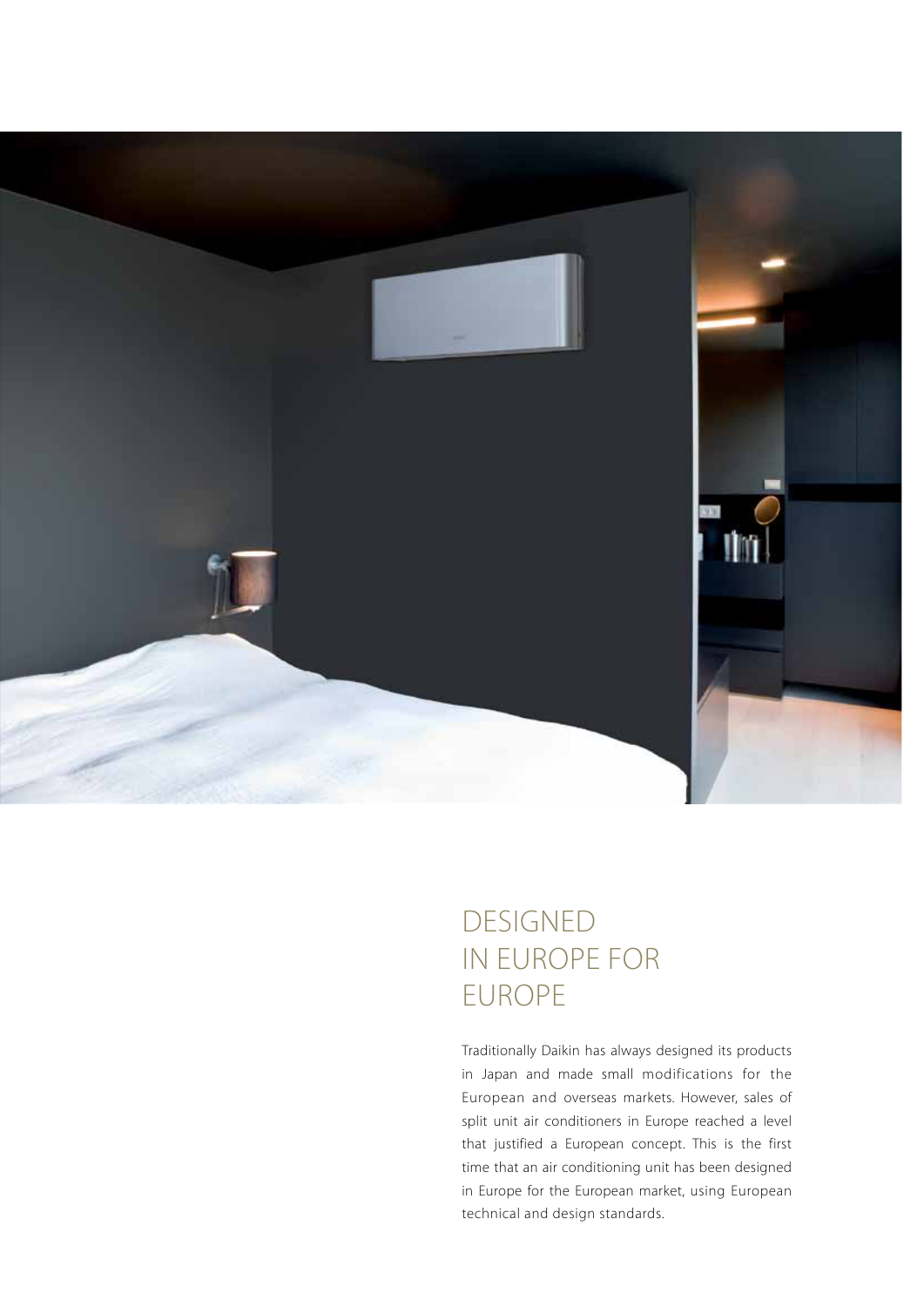# DESIGNED IN EUROPE FOR EUROPE

Traditionally Daikin has always designed its products in Japan and made small modifications for the European and overseas markets. However, sales of split unit air conditioners in Europe reached a level that justified a European concept. This is the first time that an air conditioning unit has been designed in Europe for the European market, using European technical and design standards.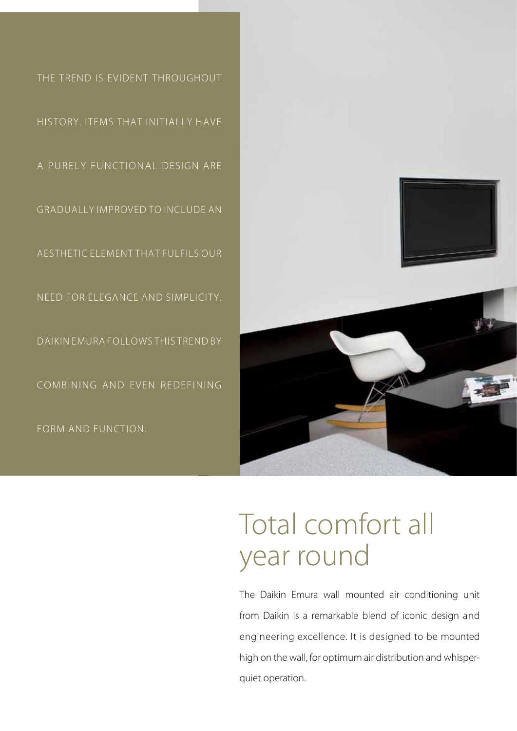THE TREND IS EVIDENT THROUGHOUT HISTORY. ITEMS THAT INITIALLY HAVE A PURELY FUNCTIONAL DESIGN ARE GRADUALLY IMPROVED TO INCLUDE AN AESTHETIC ELEMENT THAT FULFILS OUR NEED FOR ELEGANCE AND SIMPLICITY. DAIKIN EMURA FOLLOWS THIS TREND BY COMBINING AND EVEN REDEFINING FORM AND FUNCTION.

# Total comfort all year round

The Daikin Emura wall mounted air conditioning unit from Daikin is a remarkable blend of iconic design and engineering excellence. It is designed to be mounted high on the wall, for optimum air distribution and whisper-quiet operation.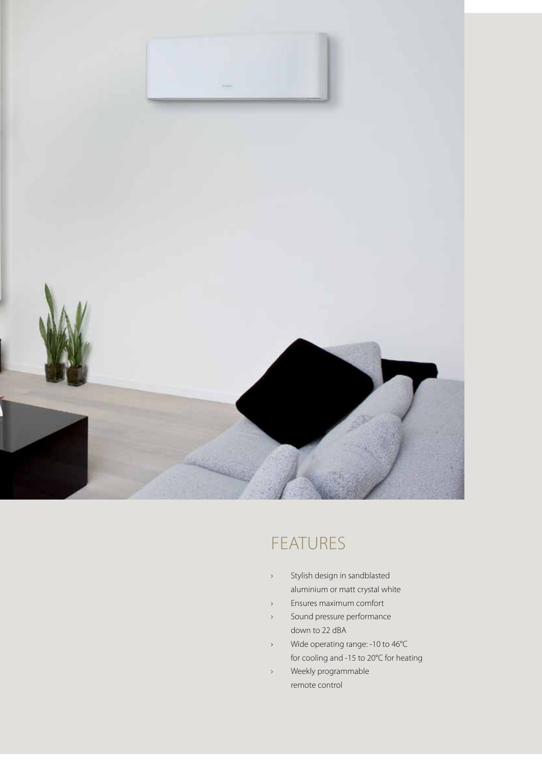# FEATURES

- Stylish design in sandblasted aluminium or matt crystal white
- Ensures maximum comfort
- Sound pressure performance down to 22 dBA
- Wide operating range: -10 to 46°C for cooling and -15 to 20°C for heating
- Weekly programmable remote control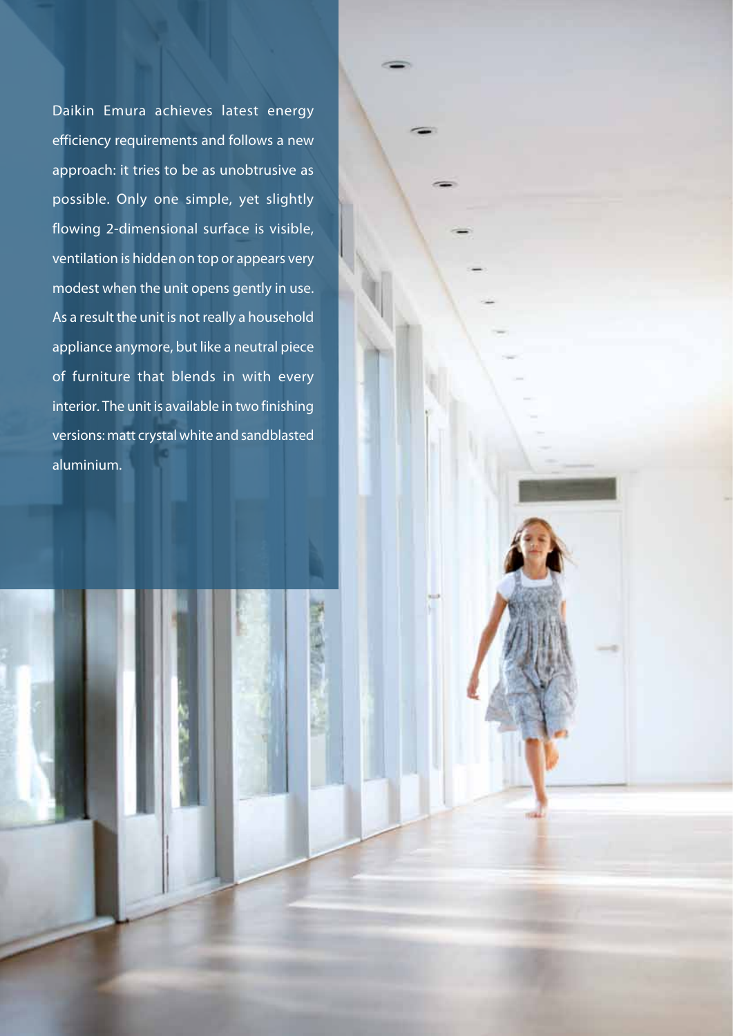Daikin Emura achieves latest energy efficiency requirements and follows a new approach: it tries to be as unobtrusive as possible. Only one simple, yet slightly flowing 2-dimensional surface is visible, ventilation is hidden on top or appears very modest when the unit opens gently in use. As a result the unit is not really a household appliance anymore, but like a neutral piece of furniture that blends in with every interior. The unit is available in two finishing versions: matt crystal white and sandblasted aluminium.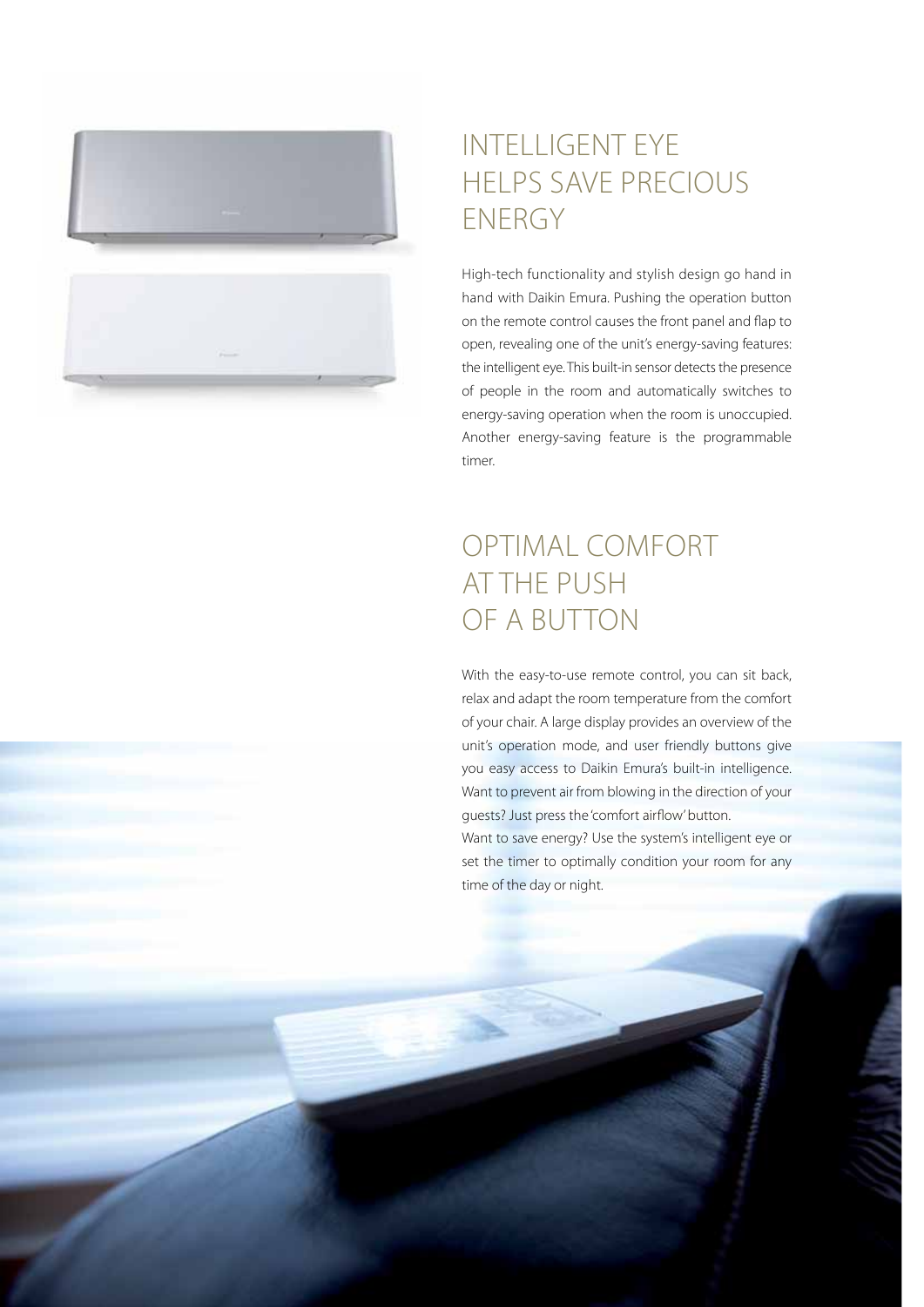# INTELLIGENT EYE HELPS SAVE PRECIOUS ENERGY

High-tech functionality and stylish design go hand in hand with Daikin Emura. Pushing the operation button on the remote control causes the front panel and flap to open, revealing one of the unit's energy-saving features: the intelligent eye. This built-in sensor detects the presence of people in the room and automatically switches to energy-saving operation when the room is unoccupied. Another energy-saving feature is the programmable timer.

# OPTIMAL COMFORT AT THE PUSH OF A BUTTON

With the easy-to-use remote control, you can sit back, relax and adapt the room temperature from the comfort of your chair. A large display provides an overview of the unit's operation mode, and user friendly buttons give you easy access to Daikin Emura's built-in intelligence. Want to prevent air from blowing in the direction of your guests? Just press the 'comfort airflow' button.
Want to save energy? Use the system's intelligent eye or set the timer to optimally condition your room for any time of the day or night.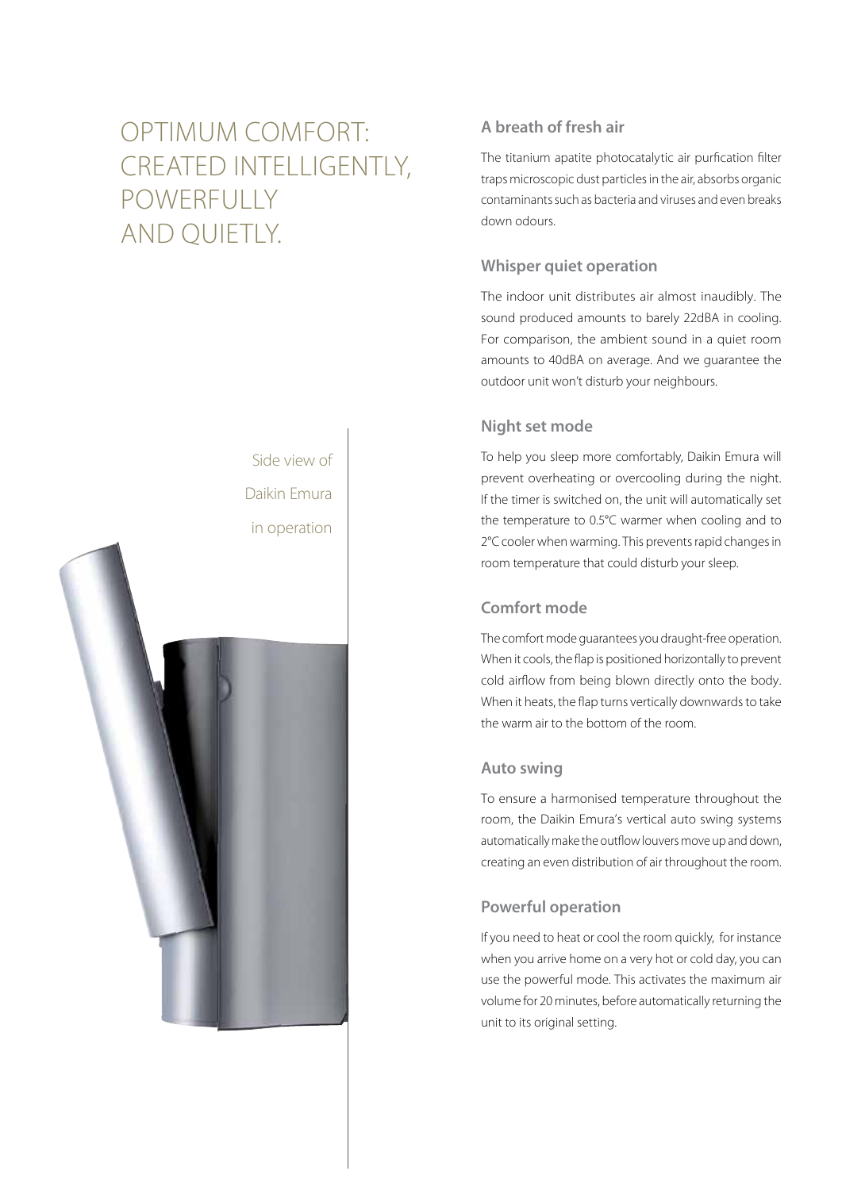# OPTIMUM COMFORT: CREATED INTELLIGENTLY, POWERFULLY AND QUIETLY.

Side view of Daikin Emura in operation

### A breath of fresh air

The titanium apatite photocatalytic air purfication filter traps microscopic dust particles in the air, absorbs organic contaminants such as bacteria and viruses and even breaks down odours.

### Whisper quiet operation

The indoor unit distributes air almost inaudibly. The sound produced amounts to barely 22dBA in cooling. For comparison, the ambient sound in a quiet room amounts to 40dBA on average. And we guarantee the outdoor unit won't disturb your neighbours.

### Night set mode

To help you sleep more comfortably, Daikin Emura will prevent overheating or overcooling during the night. If the timer is switched on, the unit will automatically set the temperature to 0.5°C warmer when cooling and to 2°C cooler when warming. This prevents rapid changes in room temperature that could disturb your sleep.

### Comfort mode

The comfort mode guarantees you draught-free operation. When it cools, the flap is positioned horizontally to prevent cold airflow from being blown directly onto the body. When it heats, the flap turns vertically downwards to take the warm air to the bottom of the room.

### Auto swing

To ensure a harmonised temperature throughout the room, the Daikin Emura's vertical auto swing systems automatically make the outflow louvers move up and down, creating an even distribution of air throughout the room.

### Powerful operation

If you need to heat or cool the room quickly, for instance when you arrive home on a very hot or cold day, you can use the powerful mode. This activates the maximum air volume for 20 minutes, before automatically returning the unit to its original setting.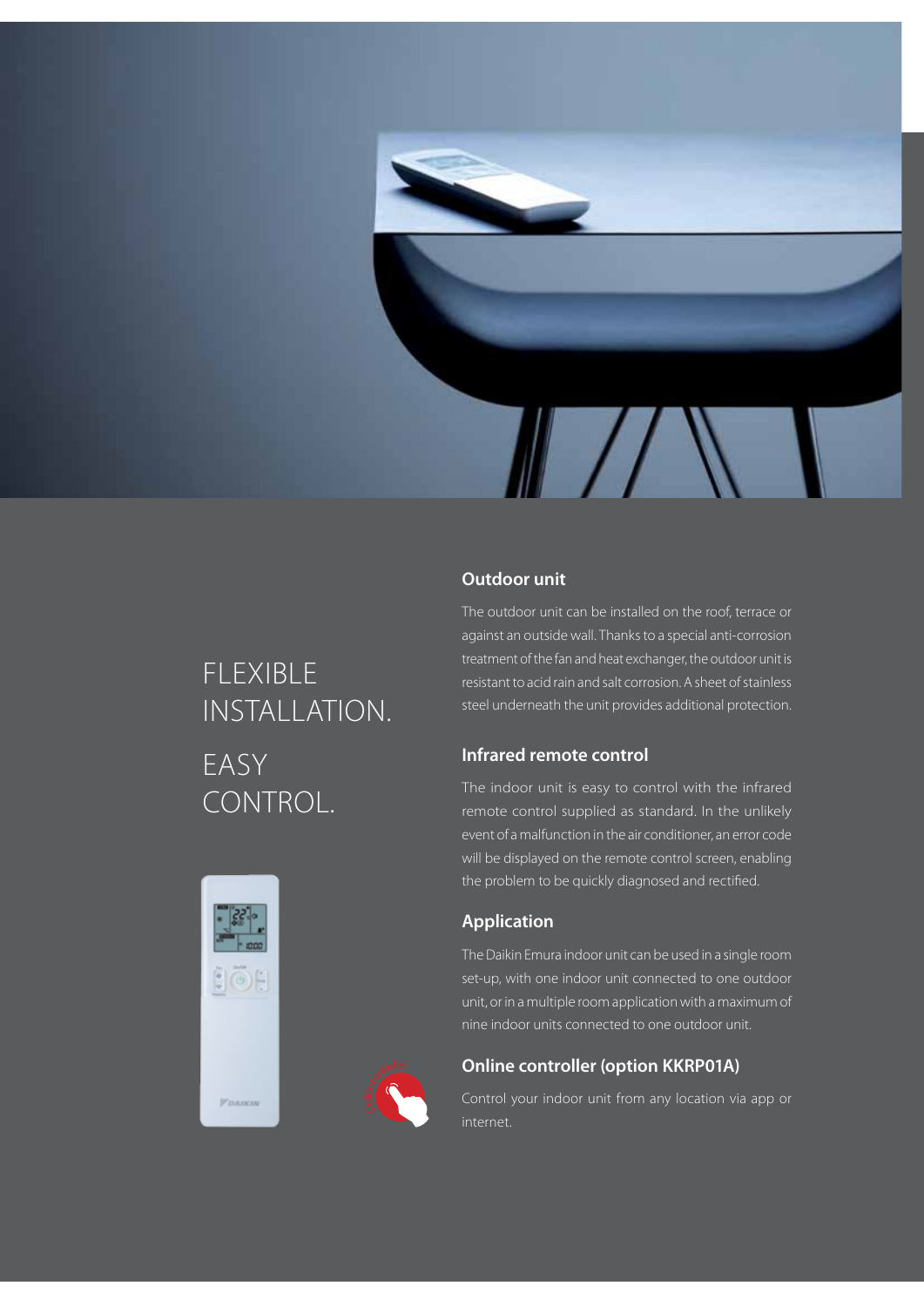# FLEXIBLE INSTALLATION.

# EASY CONTROL.

### Outdoor unit

The outdoor unit can be installed on the roof, terrace or against an outside wall. Thanks to a special anti-corrosion treatment of the fan and heat exchanger, the outdoor unit is resistant to acid rain and salt corrosion. A sheet of stainless steel underneath the unit provides additional protection.

### Infrared remote control

The indoor unit is easy to control with the infrared remote control supplied as standard. In the unlikely event of a malfunction in the air conditioner, an error code will be displayed on the remote control screen, enabling the problem to be quickly diagnosed and rectified.

### Application

The Daikin Emura indoor unit can be used in a single room set-up, with one indoor unit connected to one outdoor unit, or in a multiple room application with a maximum of nine indoor units connected to one outdoor unit.

### Online controller (option KKRP01A)

Control your indoor unit from any location via app or internet.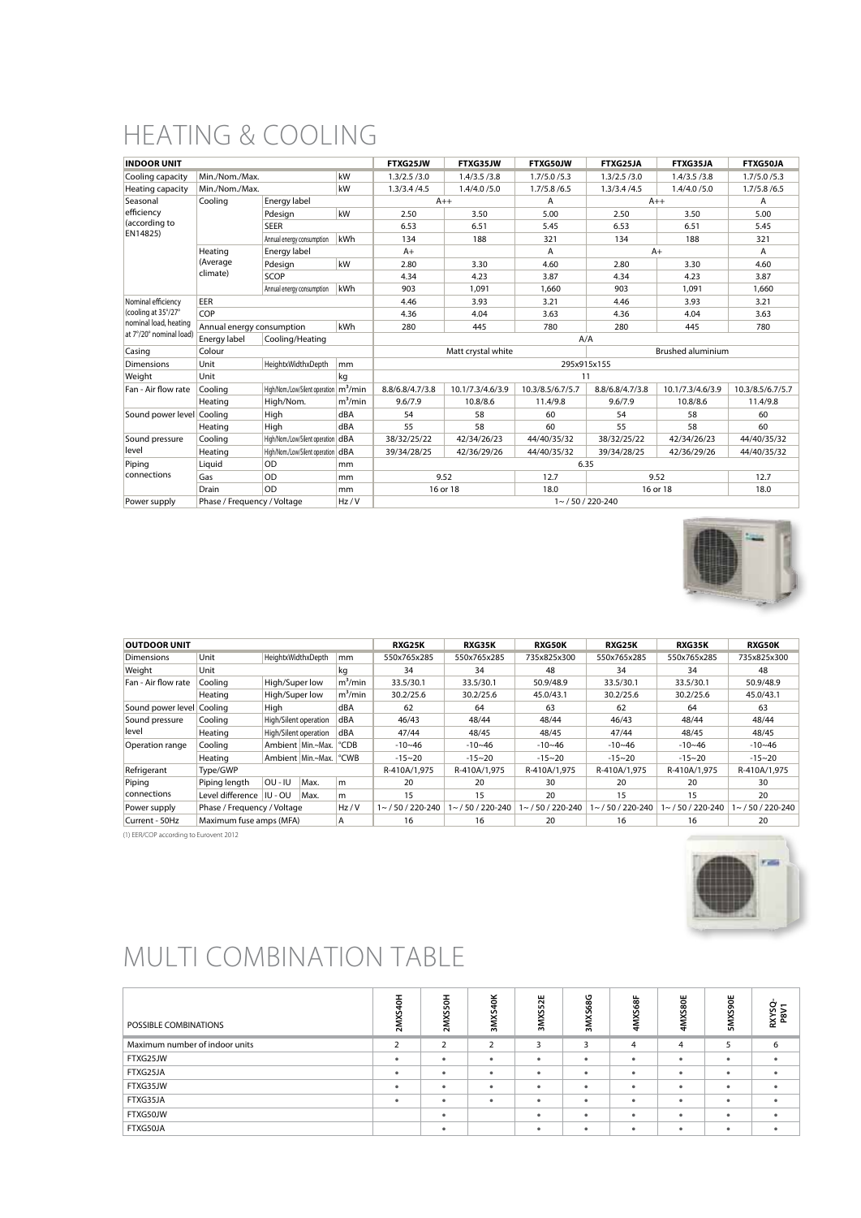# HEATING & COOLING

| INDOOR UNIT | | | | FTXG25JW | FTXG35JW | FTXG50JW | FTXG25JA | FTXG35JA | FTXG50JA |
|---|---|---|---|---|---|---|---|---|---|
| Cooling capacity | Min./Nom./Max. | | kW | 1.3/2.5 /3.0 | 1.4/3.5 /3.8 | 1.7/5.0 /5.3 | 1.3/2.5 /3.0 | 1.4/3.5 /3.8 | 1.7/5.0 /5.3 |
| Heating capacity | Min./Nom./Max. | | kW | 1.3/3.4 /4.5 | 1.4/4.0 /5.0 | 1.7/5.8 /6.5 | 1.3/3.4 /4.5 | 1.4/4.0 /5.0 | 1.7/5.8 /6.5 |
| Seasonal efficiency (according to EN14825) | Cooling | Energy label | | A++ | | A | A++ | | A |
| | | Pdesign | kW | 2.50 | 3.50 | 5.00 | 2.50 | 3.50 | 5.00 |
| | | SEER | | 6.53 | 6.51 | 5.45 | 6.53 | 6.51 | 5.45 |
| | | Annual energy consumption | kWh | 134 | 188 | 321 | 134 | 188 | 321 |
| | Heating (Average climate) | Energy label | | A+ | | A | A+ | | A |
| | | Pdesign | kW | 2.80 | 3.30 | 4.60 | 2.80 | 3.30 | 4.60 |
| | | SCOP | | 4.34 | 4.23 | 3.87 | 4.34 | 4.23 | 3.87 |
| | | Annual energy consumption | kWh | 903 | 1,091 | 1,660 | 903 | 1,091 | 1,660 |
| Nominal efficiency (cooling at 35°/27° nominal load, heating at 7°/20° nominal load) | EER | | | 4.46 | 3.93 | 3.21 | 4.46 | 3.93 | 3.21 |
| | COP | | | 4.36 | 4.04 | 3.63 | 4.36 | 4.04 | 3.63 |
| | Annual energy consumption | | kWh | 280 | 445 | 780 | 280 | 445 | 780 |
| | Energy label | Cooling/Heating | | A/A | | | | | |
| Casing | Colour | | | Matt crystal white | | | Brushed aluminium | | |
| Dimensions | Unit | HeightxWidthxDepth | mm | 295x915x155 | | | | | |
| Weight | Unit | | kg | 11 | | | | | |
| Fan - Air flow rate | Cooling | High/Nom./Low/Silent operation | m³/min | 8.8/6.8/4.7/3.8 | 10.1/7.3/4.6/3.9 | 10.3/8.5/6.7/5.7 | 8.8/6.8/4.7/3.8 | 10.1/7.3/4.6/3.9 | 10.3/8.5/6.7/5.7 |
| | Heating | High/Nom. | m³/min | 9.6/7.9 | 10.8/8.6 | 11.4/9.8 | 9.6/7.9 | 10.8/8.6 | 11.4/9.8 |
| Sound power level | Cooling | High | dBA | 54 | 58 | 60 | 54 | 58 | 60 |
| | Heating | High | dBA | 55 | 58 | 60 | 55 | 58 | 60 |
| Sound pressure level | Cooling | High/Nom./Low/Silent operation | dBA | 38/32/25/22 | 42/34/26/23 | 44/40/35/32 | 38/32/25/22 | 42/34/26/23 | 44/40/35/32 |
| | Heating | High/Nom./Low/Silent operation | dBA | 39/34/28/25 | 42/36/29/26 | 44/40/35/32 | 39/34/28/25 | 42/36/29/26 | 44/40/35/32 |
| Piping connections | Liquid | OD | mm | 6.35 | | | | | |
| | Gas | OD | mm | 9.52 | | 12.7 | 9.52 | | 12.7 |
| | Drain | OD | mm | 16 or 18 | | 18.0 | 16 or 18 | | 18.0 |
| Power supply | Phase / Frequency / Voltage | | Hz / V | 1~ / 50 / 220-240 | | | | | |

| OUTDOOR UNIT | | | | | RXG25K | RXG35K | RXG50K | RXG25K | RXG35K | RXG50K |
|---|---|---|---|---|---|---|---|---|---|---|
| Dimensions | Unit | HeightxWidthxDepth | | mm | 550x765x285 | 550x765x285 | 735x825x300 | 550x765x285 | 550x765x285 | 735x825x300 |
| Weight | Unit | | | kg | 34 | 34 | 48 | 34 | 34 | 48 |
| Fan - Air flow rate | Cooling | High/Super low | | m³/min | 33.5/30.1 | 33.5/30.1 | 50.9/48.9 | 33.5/30.1 | 33.5/30.1 | 50.9/48.9 |
| | Heating | High/Super low | | m³/min | 30.2/25.6 | 30.2/25.6 | 45.0/43.1 | 30.2/25.6 | 30.2/25.6 | 45.0/43.1 |
| Sound power level | Cooling | High | | dBA | 62 | 64 | 63 | 62 | 64 | 63 |
| Sound pressure level | Cooling | High/Silent operation | | dBA | 46/43 | 48/44 | 48/44 | 46/43 | 48/44 | 48/44 |
| | Heating | High/Silent operation | | dBA | 47/44 | 48/45 | 48/45 | 47/44 | 48/45 | 48/45 |
| Operation range | Cooling | Ambient | Min.~Max. | °CDB | -10~46 | -10~46 | -10~46 | -10~46 | -10~46 | -10~46 |
| | Heating | Ambient | Min.~Max. | °CWB | -15~20 | -15~20 | -15~20 | -15~20 | -15~20 | -15~20 |
| Refrigerant | Type/GWP | | | | R-410A/1,975 | R-410A/1,975 | R-410A/1,975 | R-410A/1,975 | R-410A/1,975 | R-410A/1,975 |
| Piping connections | Piping length | OU - IU | Max. | m | 20 | 20 | 30 | 20 | 20 | 30 |
| | Level difference | IU - OU | Max. | m | 15 | 15 | 20 | 15 | 15 | 20 |
| Power supply | Phase / Frequency / Voltage | | | Hz / V | 1~ / 50 / 220-240 | 1~ / 50 / 220-240 | 1~ / 50 / 220-240 | 1~ / 50 / 220-240 | 1~ / 50 / 220-240 | 1~ / 50 / 220-240 |
| Current - 50Hz | Maximum fuse amps (MFA) | | | A | 16 | 16 | 20 | 16 | 16 | 20 |

(1) EER/COP according to Eurovent 2012

# MULTI COMBINATION TABLE

| POSSIBLE COMBINATIONS | 2MXS40H | 2MXS50H | 3MXS40K | 3MXS52E | 3MXS68G | 4MXS68F | 4MXS80E | 5MXS90E | RXYSQ-P8V1 |
|---|---|---|---|---|---|---|---|---|---|
| Maximum number of indoor units | 2 | 2 | 2 | 3 | 3 | 4 | 4 | 5 | 6 |
| FTXG25JW | • | • | • | • | • | • | • | • | • |
| FTXG25JA | • | • | • | • | • | • | • | • | • |
| FTXG35JW | • | • | • | • | • | • | • | • | • |
| FTXG35JA | • | • | • | • | • | • | • | • | • |
| FTXG50JW | | • | | • | • | • | • | • | • |
| FTXG50JA | | • | | • | • | • | • | • | • |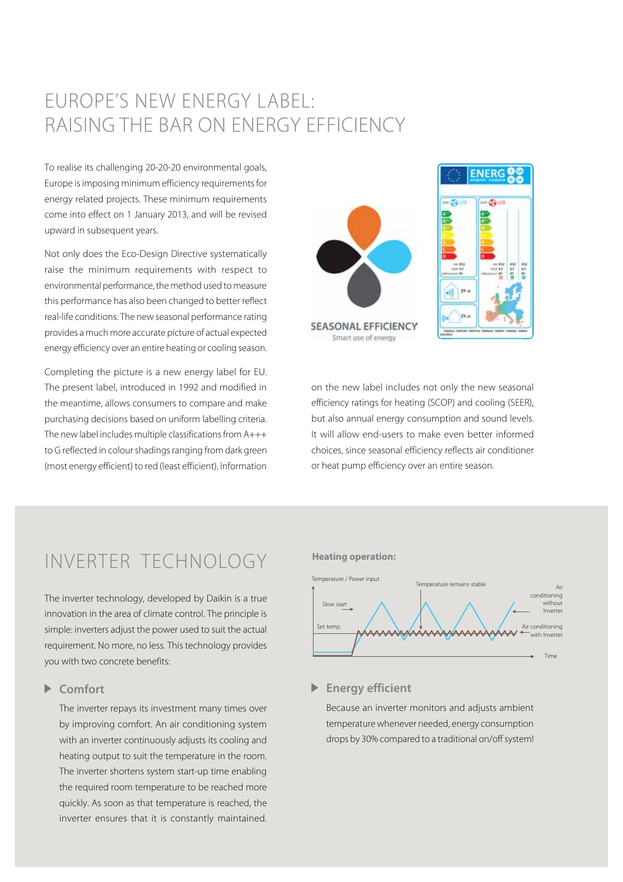# EUROPE'S NEW ENERGY LABEL: RAISING THE BAR ON ENERGY EFFICIENCY

To realise its challenging 20-20-20 environmental goals, Europe is imposing minimum efficiency requirements for energy related projects. These minimum requirements come into effect on 1 January 2013, and will be revised upward in subsequent years.

Not only does the Eco-Design Directive systematically raise the minimum requirements with respect to environmental performance, the method used to measure this performance has also been changed to better reflect real-life conditions. The new seasonal performance rating provides a much more accurate picture of actual expected energy efficiency over an entire heating or cooling season.

Completing the picture is a new energy label for EU. The present label, introduced in 1992 and modified in the meantime, allows consumers to compare and make purchasing decisions based on uniform labelling criteria. The new label includes multiple classifications from A+++ to G reflected in colour shadings ranging from dark green (most energy efficient) to red (least efficient). Information on the new label includes not only the new seasonal efficiency ratings for heating (SCOP) and cooling (SEER), but also annual energy consumption and sound levels. It will allow end-users to make even better informed choices, since seasonal efficiency reflects air conditioner or heat pump efficiency over an entire season.

SEASONAL EFFICIENCY

Smart use of energy

# INVERTER TECHNOLOGY

The inverter technology, developed by Daikin is a true innovation in the area of climate control. The principle is simple: inverters adjust the power used to suit the actual requirement. No more, no less. This technology provides you with two concrete benefits:

### Comfort

The inverter repays its investment many times over by improving comfort. An air conditioning system with an inverter continuously adjusts its cooling and heating output to suit the temperature in the room. The inverter shortens system start-up time enabling the required room temperature to be reached more quickly. As soon as that temperature is reached, the inverter ensures that it is constantly maintained.

**Heating operation:**

Temperature / Power input

Slow start

Set temp.

Temperature remains stable

Air conditioning without Inverter

Air conditioning with Inverter

Time

### Energy efficient

Because an inverter monitors and adjusts ambient temperature whenever needed, energy consumption drops by 30% compared to a traditional on/off system!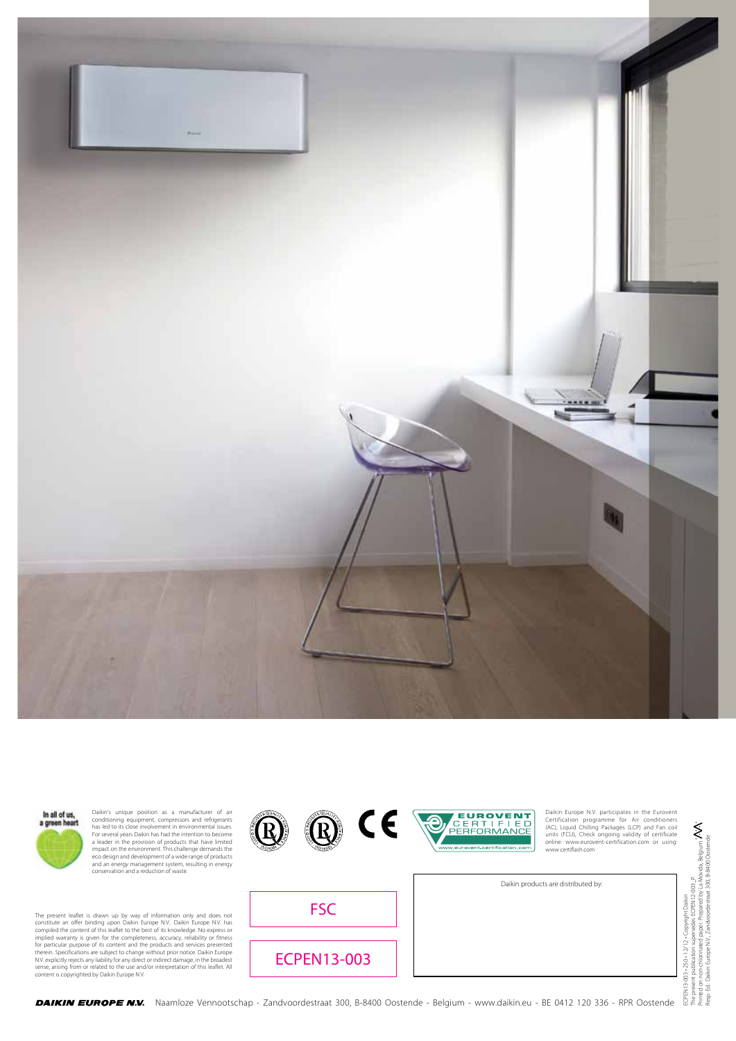In all of us, a green heart

Daikin's unique position as a manufacturer of air conditioning equipment, compressors and refrigerants has led to its close involvement in environmental issues. For several years Daikin has had the intention to become a leader in the provision of products that have limited impact on the environment. This challenge demands the eco design and development of a wide range of products and an energy management system, resulting in energy conservation and a reduction of waste.

EUROVENT CERTIFIED PERFORMANCE www.eurovent-certification.com

Daikin Europe N.V. participates in the Eurovent Certification programme for Air conditioners (AC), Liquid Chilling Packages (LCP) and Fan coil units (FCU). Check ongoing validity of certificate online: www.eurovent-certification.com or using: www.certiflash.com

The present leaflet is drawn up by way of information only and does not constitute an offer binding upon Daikin Europe N.V.. Daikin Europe N.V. has compiled the content of this leaflet to the best of its knowledge. No express or implied warranty is given for the completeness, accuracy, reliability or fitness for particular purpose of its content and the products and services presented therein. Specifications are subject to change without prior notice. Daikin Europe N.V. explicitly rejects any liability for any direct or indirect damage, in the broadest sense, arising from or related to the use and/or interpretation of this leaflet. All content is copyrighted by Daikin Europe N.V.

FSC

ECPEN13-003

Daikin products are distributed by:

ECPEN13-003 • 250 • 12/12 • Copyright Daikin
The present publication supersedes ECPEN12-003_p
Printed on non-chlorinated paper. Prepared by La Movida, Belgium
Resp. Ed.: Daikin Europe N.V., Zandvoordestraat 300, B-8400 Oostende

**DAIKIN EUROPE N.V.** Naamloze Vennootschap - Zandvoordestraat 300, B-8400 Oostende - Belgium - www.daikin.eu - BE 0412 120 336 - RPR Oostende